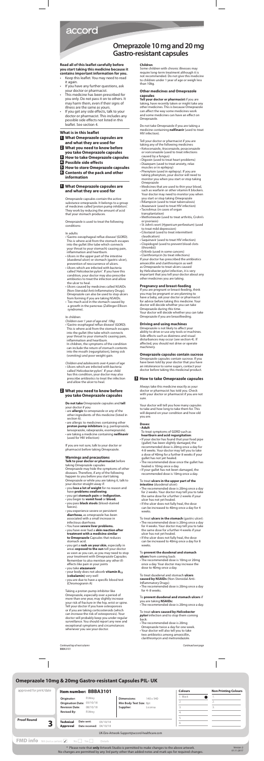accord

# Omeprazole 10 mg and 20 mg Gastro-resistant capsules

**Read all of this leaflet carefully before you start taking this medicine because it contains important information for you.**

- Keep this leaflet. You may need to read it again.
- If you have any further questions, ask your doctor or pharmacist.
- This medicine has been prescribed for you only. Do not pass it on to others. It may harm them, even if their signs of illness are the same as yours.
- If you get any side effects, talk to your doctor or pharmacist. This includes any possible side effects not listed in this leaflet. See section 4.

## What is in this leaflet

1. **What Omeprazole capsules are and what they are used for**
2. **What you need to know before you take Omeprazole capsules**
3. **How to take Omeprazole capsules**
4. **Possible side effects**
5. **How to store Omeprazole capsules**
6. **Contents of the pack and other information**

## 1 What Omeprazole capsules are and what they are used for

Omeprazole capsules contain the active substance omeprazole. It belongs to a group of medicines called 'proton pump inhibitors'. They work by reducing the amount of acid that your stomach produces.

Omeprazole is used to treat the following conditions:

In adults:

- 'Gastro-oesophageal reflux disease' (GORD). This is where acid from the stomach escapes into the gullet (the tube which connects your throat to your stomach) causing pain, inflammation and heartburn.
- Ulcers in the upper part of the intestine (duodenal ulcer) or stomach (gastric ulcer), prevention of reoccurrence of ulcers.
- Ulcers which are infected with bacteria called '*Helicobacter pylori*'. If you have this condition, your doctor may also prescribe antibiotics to treat the infection and allow the ulcer to heal.
- Ulcers caused by medicines called NSAIDs (Non-Steroidal Anti-Inflammatory Drugs). Omeprazole can also be used to stop ulcers from forming if you are taking NSAIDs.
- Too much acid in the stomach caused by a growth in the pancreas (Zollinger-Ellison syndrome).

In children:

*Children over 1 year of age and ≥ 10kg*

- 'Gastro-oesophageal reflux disease' (GORD). This is where acid from the stomach escapes into the gullet (the tube which connects your throat to your stomach) causing pain, inflammation and heartburn. In children, the symptoms of the condition can include the return of stomach contents into the mouth (regurgitation), being sick (vomiting) and poor weight gain.

*Children and adolescents over 4 years of age*

- Ulcers which are infected with bacteria called '*Helicobacter pylori*'. If your child has this condition, your doctor may also prescribe antibiotics to treat the infection and allow the ulcer to heal.

## 2 What you need to know before you take Omeprazole capsules

**Do not take** Omeprazole capsules and **tell** your doctor if you:

- are **allergic** to omeprazole or any of the other ingredients of this medicine (listed in section 6).
- are allergic to medicines containing other **proton pump inhibitors** (e.g. pantoprazole, lansoprazole, rabeprazole, esomeprazole).
- are taking a medicine containing **nelfinavir** (used for HIV infection)

If you are not sure, talk to your doctor or pharmacist before taking Omeprazole.

### Warnings and precautions

**Talk to your doctor or pharmacist** before taking Omeprazole capsules

Omeprazole may hide the symptoms of other diseases. Therefore, if any of the following happen to you before you start taking Omeprazole or while you are taking it, talk to your doctor straight away if:

- you **lose a lot of weight** for no reason and have **problems swallowing**.
- you get **stomach pain** or **indigestion.**
- you begin to **vomit food** or **blood.**
- you pass **black stools** (blood-stained faeces).
- you experience severe or persistent **diarrhoea**, as omeprazole has been associated with a small increase in infectious diarrhoea.
- You have **severe liver problems.**
- you have ever had a **skin reaction after treatment with a medicine similar to Omeprazole** Capsules that reduces stomach acid.
- you get a **rash on your skin**, especially in areas **exposed to the sun** tell your doctor as soon as you can, as you may need to stop your treatment with Omeprazole Capsules. Remember to also mention any other ill-effects like pain in your joints
- you take **atazanavir**
- your body does not absorb **vitamin B$_{12}$ (cobalamin)** very well
- you are due to have a specific blood test (Chromogranin A)

Taking a proton pump inhibitor like Omeprazole, especially over a period of more than one year, may slightly increase your risk of fracture in the hip, wrist or spine. Tell your doctor if you have osteoporosis or if you are taking corticosteroids (which can increase the risk of osteoporosis). Your doctor will probably keep you under regular surveillance. You should report any new and exceptional symptoms and circumstances whenever you see your doctor.

*Continued top of next column*

BBBA3101

### Children

Some children with chronic illnesses may require long-term treatment although it is not recommended. Do not give this medicine to children under 1 year of age or weigh less than 10kg.

### Other medicines and Omeprazole capsules

**Tell your doctor or pharmacist** if you are taking, have recently taken or might take any other medicines. This is because Omeprazole can affect the way some medicines work and some medicines can have an effect on Omeprazole.

Do not take Omeprazole if you are taking a medicine containing **nelfinavir** (used to treat HIV infection).

Tell your doctor or pharmacist if you are taking any of the following medicines:

- Ketoconazole, itraconazole, posaconazole or voriconazole (used to treat infections caused by a fungus)
- Digoxin (used to treat heart problems)
- Diazepam (used to treat anxiety, relax muscles or in epilepsy)
- Phenytoin (used in epilepsy). If you are taking phenytoin, your doctor will need to monitor you when you start or stop taking Omeprazole
- Medicines that are used to thin your blood, such as warfarin or other vitamin K blockers. Your doctor may need to monitor you when you start or stop taking Omeprazole
- Rifampicin (used to treat tuberculosis)
- Atazanavir (used to treat HIV infection)
- Tacrolimus (in cases of organ transplantation)
- Methotrexate (used to treat arthritis, Crohn's or psoriasis)
- St John's wort (*Hypericum perforatum*) (used to treat mild depression)
- Cilostazol (used to treat intermittent claudication)
- Saquinavir (used to treat HIV infection)
- Clopidogrel (used to prevent blood clots (thrombi))
- Erlotinib (used in some cancers)
- Clarithromycin (to treat infections)

If your doctor has prescribed the antibiotics amoxicillin and clarithromycin as well as Omeprazole to treat ulcers caused by *Helicobacter pylori* infection, it is very important that you tell your doctor about any other medicines you are taking.

### Pregnancy and breast-feeding

If you are pregnant or breast-feeding, think you may be pregnant or are planning to have a baby, ask your doctor or pharmacist for advice before taking this medicine. Your doctor will decide whether you can take Omeprazole during this time.

Your doctor will decide whether you can take Omeprazole if you are breastfeeding.

### Driving and using machines

Omeprazole is not likely to affect your ability to drive or use any tools or machines. Side effects such as dizziness and visual disturbances may occur (see section 4). If affected, you should not drive or operate machinery.

### Omeprazole capsules contain sucrose

Omeprazole capsules contain sucrose. If you have been told by your doctor that you have an intolerance to some sugars, contact your doctor before taking this medicinal product.

## 3 How to take Omeprazole capsules

Always take this medicine exactly as your doctor or pharmacist has told you. Check with your doctor or pharmacist if you are not sure.

Your doctor will tell you how many capsules to take and how long to take them for. This will depend on your condition and how old you are.

**Doses:**

- **Adult**

To treat symptoms of GORD such as **heartburn and acid regurgitation**:

- If your doctor has found that your food pipe (gullet) has been slightly damaged, the recommended dose is 20mg once a day for 4-8 weeks. Your doctor may tell you to take a dose of 40mg for a further 8 weeks if your gullet has not yet healed.
- The recommended dose once the gullet has healed is 10mg once a day.
- If your gullet has not been damaged, the recommended dose is 10mg once a day.

To treat **ulcers in the upper part of the intestine** (duodenal ulcer):

- The recommended dose is 20mg once a day for 2 weeks. Your doctor may tell you to take the same dose for a further 2 weeks if your ulcer has not yet healed.
- If the ulcer does not fully heal, the dose can be increased to 40mg once a day for 4 weeks.

To treat **ulcers in the stomach** (gastric ulcer):

- The recommended dose is 20mg once a day for 4 weeks. Your doctor may tell you to take the same dose for a further 4 weeks if your ulcer has not yet healed.
- If the ulcer does not fully heal, the dose can be increased to 40mg once a day for 8 weeks.

To **prevent the duodenal and stomach ulcers** from coming back:

- The recommended dose is 10mg or 20mg once a day. Your doctor may increase the dose to 40mg once a day.

To treat duodenal and stomach **ulcers caused by NSAIDs** (Non-Steroidal Anti-Inflammatory Drugs):

- The recommended dose is 20mg once a day for 4–8 weeks.

To **prevent duodenal and stomach ulcers** if you are taking **NSAIDs:**

- The recommended dose is 20mg once a day.

To treat **ulcers caused by *Helicobacter pylori*** infection and to stop them coming back:

- The recommended dose is 20mg Omeprazole twice a day for one week.
- Your doctor will also tell you to take two antibiotics among amoxicillin, clarithromycin and metronidazole.

*Continued over page*

## Omeprazole 10mg & 20mg Gastro-resistant Capsules PIL- UK

| approved for print/date | Item number: BBBA3101 | | | Colours | Non Printing Colours |
|---|---|---|---|---|---|
| | Originator: R.Wey | Dimensions: 140 x 340 | | 1. Black | 1. |
| | Origination Date: 05/10/18 | Min Body Text Size: 9pt | | 2. | 2. |
| | Revision Date: 08/10/18 | Supplier: Licensa | | 3. | 3. |
| | Revised By: R.Wey | | | 4. | |
| Proof Round 3 | Technical Approval | Date sent: 03/10/18 | | 5. | |
| | | Date received: 04/10/18 | | 6. | |

UK-Eire-Artwork-Support@accord-healthcare.com

FMD info NA (not a carton) ☑ No ☐ Yes ☐ Details

\* Please note that **only** Artwork Studio is permitted to make changes to the above artwork. No changes are permitted by any 3rd party other than added notes and mark ups for required changes.

Version 2 01.11.2017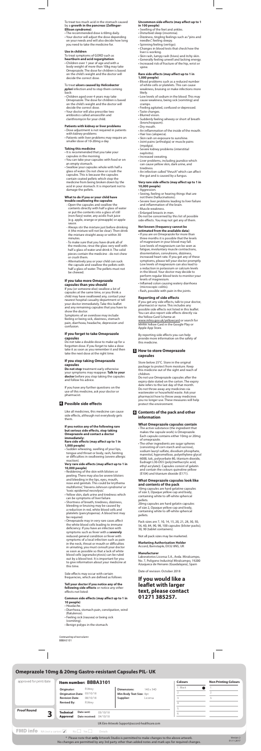To treat too much acid in the stomach caused by a **growth in the pancreas (Zollinger-Ellison syndrome)**:

- The recommended dose is 60mg daily.
- Your doctor will adjust the dose depending on your needs and will also decide how long you need to take the medicine for.

### Use in children

To treat symptoms of GORD such as **heartburn and acid regurgitation**:

- Children over 1 year of age and with a body weight of more than 10kg may take Omeprazole. The dose for children is based on the child's weight and the doctor will decide the correct dose.

To treat **ulcers caused by *Helicobacter pylori*** infection and to stop them coming back:

- Children aged over 4 years may take Omeprazole. The dose for children is based on the child's weight and the doctor will decide the correct dose.
- Your doctor will also prescribe two antibiotics called amoxicillin and clarithromycin for your child.

### Patients with kidney or liver problems

- Dose adjustment is not required in patients with kidney problems
- Patients with liver problems may require an smaller dose of 10-20mg a day.

### Taking this medicine

- It is recommended that you take your capsules in the morning.
- You can take your capsules with food or on an empty stomach.
- Swallow your capsules whole with half a glass of water. Do not chew or crush the capsules. This is because the capsules contain coated pellets which stop the medicine from being broken down by the acid in your stomach. It is important not to damage the pellets.

### What to do if you or your child have trouble swallowing the capsules

- Open the capsules and swallow the contents directly with half a glass of water or put the contents into a glass of still (non-fizzy) water, any acidic fruit juice (e.g. apple, orange or pineapple) or apple sauce.
- Always stir the mixture just before drinking it (the mixture will not be clear). Then drink the mixture straight away or within 30 minutes.
- To make sure that you have drunk all of the medicine, rinse the glass very well with half a glass of water and drink it. The solid pieces contain the medicine - do not chew or crush them.
- Alternatively you or your child can suck the capsule and swallow the pellets with half a glass of water. The pellets must not be chewed.

### If you take more Omeprazole capsules than you should

If you (or someone else) swallow a lot of capsules at the same time, or you think a child may have swallowed any, contact your nearest hospital casualty department or tell your doctor immediately. Take this leaflet and any remaining capsules that you have to show the doctor.

Symptoms of an overdose may include feeling or being sick, dizziness, stomach pain, diarrhoea, headache, depression and confusion.

### If you forget to take Omeprazole capsules

Do not take a double dose to make up for a forgotten dose. If you forget to take a dose take it as soon as you remember it and then take the next dose at the right time.

### If you stop taking Omeprazole capsules

**Do not stop** treatment early otherwise your symptoms may reappear. **Talk to your doctor** before you stop taking the capsules and follow his advice.

If you have any further questions on the use of this medicine, ask your doctor or pharmacist.

## 4 Possible side effects

Like all medicines, this medicine can cause side effects, although not everybody gets them.

**If you notice any of the following rare but serious side effects, stop taking Omeprazole and contact a doctor immediately:**

**Rare side effects (may affect up to 1 in 1,000 people)**

- Sudden wheezing, swelling of your lips, tongue and throat or body, rash, fainting or difficulties in swallowing (severe allergic reaction).

**Very rare side effects (may affect up to 1 in 10,000 people)**

- Reddening of the skin with blisters or peeling. There may also be severe blisters and bleeding in the lips, eyes, mouth, nose and genitals. This could be 'erythema multiforme', 'Stevens-Johnson syndrome' or 'toxic epidermal necrolysis'.
- Yellow skin, dark urine and tiredness which can be symptoms of liver failure.
- Shortness of breath, tiredness, dizziness, bleeding or bruising may be caused by a reduction in red, white blood cells and platelets (pancytopenia). A blood test may be required.
- Omeprazole may in very rare cases affect the white blood cells leading to immune deficiency. If you have an infection with symptoms such as fever with a **severely** reduced general condition or fever with symptoms of a local infection such as pain in the neck, throat or mouth or difficulties in urinating, you must consult your doctor as soon as possible so that a lack of white blood cells (agranulocytosis) can be ruled out by a blood test. It is important for you to give information about your medicine at this time.

Side effects may occur with certain frequencies, which are defined as follows:

**Tell your doctor if you notice any of the following side effects** or notice any other effects not listed:

**Common side effects (may affect up to 1 in 10 people)**

- Headache.
- Diarrhoea, stomach pain, constipation, wind (flatulence).
- Feeling sick (nausea) or being sick (vomiting).
- Benign polyps in the stomach.

*Continued top of next column*
BBBA3101

**Uncommon side effects (may affect up to 1 in 100 people)**

- Swelling of the feet and ankles.
- Disturbed sleep (insomnia).
- Dizziness, tingling feelings such as "pins and needles", feeling sleepy.
- Spinning feeling (vertigo).
- Changes in blood tests that check how the liver is working.
- Skin rash, lumpy rash (hives) and itchy skin.
- Generally feeling unwell and lacking energy.
- Increased risk of fracture of the hip, wrist or spine.

**Rare side effects (may affect up to 1 in 1,000 people)**

- Blood problems such as a reduced number of white cells or platelets. This can cause weakness, bruising or make infections more likely.
- Low levels of sodium in the blood. This may cause weakness, being sick (vomiting) and cramps.
- Feeling agitated, confused or depressed.
- Taste changes.
- Blurred vision.
- Suddenly feeling wheezy or short of breath (bronchospasm).
- Dry mouth.
- An inflammation of the inside of the mouth.
- Hair loss (alopecia).
- Skin rash on exposure to sunshine.
- Joint pains (arthralgia) or muscle pains (myalgia).
- Severe kidney problems (interstitial nephritis).
- Increased sweating.
- Liver problems, including jaundice which can cause yellow skin, dark urine, and tiredness.
- An infection called "thrush" which can affect the gut and is caused by a fungus.

**Very rare side effects (may affect up to 1 in 10,000 people)**

- Aggression.
- Seeing, feeling or hearing things that are not there (hallucinations).
- Severe liver problems leading to liver failure and inflammation of the brain.
- Muscle weakness.
- Enlarged breasts in men.

Do not be concerned by this list of possible side effects. You may not get any of them.

**Not known (frequency cannot be estimated from the available data)**

- If you are on Omeprazole for more than three months it is possible that the levels of magnesium in your blood may fall. Low levels of magnesium can be seen as fatigue, involuntary muscle contractions, disorientation, convulsions, dizziness, increased heart rate. If you get any of these symptoms, please tell your doctor promptly. Low levels of magnesium can also lead to a reduction in potassium or calcium levels in the blood. Your doctor may decide to perform regular blood tests to monitor your levels of magnesium.
- Inflamed colon causing watery diarrhoea (microscopic colitis).
- Rash, possibly with pain in the joints.

### Reporting of side effects

If you get any side effects, talk to your doctor, pharmacist or nurse. This includes any possible side effects not listed in this leaflet. You can also report side effects directly via the Yellow Card Scheme at: www.mhra.gov.uk/yellowcard or search for MHRA Yellow Card in the Google Play or Apple App Store.

By reporting side effects you can help provide more information on the safety of this medicine.

## 5 How to store Omeprazole capsules

Store below 25°C. Store in the original package to protect from moisture. Keep this medicine out of the sight and reach of children.

Do not use Omeprazole capsules after the expiry date stated on the carton. The expiry date refers to the last day of that month. Do not throw away any medicines via wastewater or household waste. Ask your pharmacist how to throw away medicines you no longer use. These measures will help protect the environment.

## 6 Contents of the pack and other information

### What Omeprazole capsules contain

- The active substance (the ingredient that makes the capsule work) is Omeprazole. Each capsule contains either 10mg or 20mg of omeprazole.
- The other ingredients are sugar spheres (consisting of corn starch and sucrose), sodium lauryl sulfate, disodium phosphate, mannitol, hypromellose, polyethylene glycol 6000, talc, polysorbate 80, titanium dioxide, Eudragit L30-D55 (poly(methacrylic acid, ethyl acrylate)). Capsules consist of gelatin and contain the colours quinoline yellow (E104) and titanium dioxide (E171).

### What Omeprazole capsules look like and contents of the pack

10mg capsules are hard gelatine capsules of size 3, Opaque yellow cap and body, containing white to off-white spherical pellets.

20mg capsules are hard gelatin capsules of size 2, Opaque yellow cap and body, containing white to off-white spherical pellets.

Pack sizes are 7, 10, 14, 15, 20, 21, 28, 30, 50, 56, 60, 84, 90, 98, 100 capsules (blister packs); 30, 90 (tablet containers).

Not all pack sizes may be marketed.

**Marketing Authorisation Holder**
Accord, Barnstaple, EX32 8NS, UK

**Manufacturer**
Laboratorios Liconsa S.A., Avda. Miralcampo, No. 7, Polígono Industrial Miralcampo, 19200 Azuqueca de Henares (Guadalajara), Spain

Date of revision: October 2018

# If you would like a leaflet with larger text, please contact 01271 385257.

## Omeprazole 10mg & 20mg Gastro-resistant Capsules PIL- UK

| | | | |
|---|---|---|---|
| approved for print/date | **Item number: BBBA3101** | | |
| | Originator: R.Wey | Dimensions: 140 x 340 | |
| | Origination Date: 05/10/18 | Min Body Text Size: 9pt | |
| | Revision Date: 08/10/18 | Supplier: Liconsa | |
| | Revised By: R.Wey | | |
| **Proof Round 3** | **Technical Approval** | Date sent: 05/10/18 | |
| | | Date received: 04/10/18 | |

| Colours | Non Printing Colours |
|---|---|
| 1. Black | 1. |
| 2. | 2. |
| 3. | 3. |
| 4. | |
| 5. | |
| 6. | |

UK-Ene-Artwork-Support@accord-healthcare.com

**FMD info** NA (not a carton) ☑ No ☐ Yes ☐ Details

\* Please note that **only** Artwork Studio is permitted to make changes to the above artwork. No changes are permitted by any 3rd party other than added notes and mark ups for required changes.

Version 2 01.11.2017